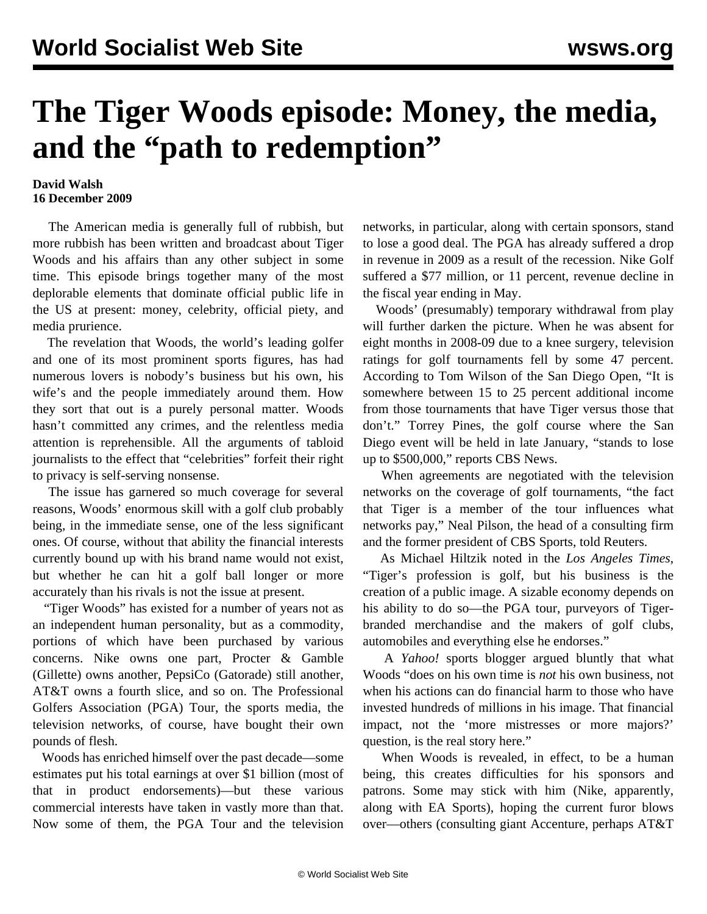# The Tiger Woods episode: Money, the media, and the "path to redemption"

**David Walsh**
**16 December 2009**

The American media is generally full of rubbish, but more rubbish has been written and broadcast about Tiger Woods and his affairs than any other subject in some time. This episode brings together many of the most deplorable elements that dominate official public life in the US at present: money, celebrity, official piety, and media prurience.

The revelation that Woods, the world's leading golfer and one of its most prominent sports figures, has had numerous lovers is nobody's business but his own, his wife's and the people immediately around them. How they sort that out is a purely personal matter. Woods hasn't committed any crimes, and the relentless media attention is reprehensible. All the arguments of tabloid journalists to the effect that "celebrities" forfeit their right to privacy is self-serving nonsense.

The issue has garnered so much coverage for several reasons, Woods' enormous skill with a golf club probably being, in the immediate sense, one of the less significant ones. Of course, without that ability the financial interests currently bound up with his brand name would not exist, but whether he can hit a golf ball longer or more accurately than his rivals is not the issue at present.

"Tiger Woods" has existed for a number of years not as an independent human personality, but as a commodity, portions of which have been purchased by various concerns. Nike owns one part, Procter & Gamble (Gillette) owns another, PepsiCo (Gatorade) still another, AT&T owns a fourth slice, and so on. The Professional Golfers Association (PGA) Tour, the sports media, the television networks, of course, have bought their own pounds of flesh.

Woods has enriched himself over the past decade—some estimates put his total earnings at over $1 billion (most of that in product endorsements)—but these various commercial interests have taken in vastly more than that. Now some of them, the PGA Tour and the television networks, in particular, along with certain sponsors, stand to lose a good deal. The PGA has already suffered a drop in revenue in 2009 as a result of the recession. Nike Golf suffered a $77 million, or 11 percent, revenue decline in the fiscal year ending in May.

Woods' (presumably) temporary withdrawal from play will further darken the picture. When he was absent for eight months in 2008-09 due to a knee surgery, television ratings for golf tournaments fell by some 47 percent. According to Tom Wilson of the San Diego Open, "It is somewhere between 15 to 25 percent additional income from those tournaments that have Tiger versus those that don't." Torrey Pines, the golf course where the San Diego event will be held in late January, "stands to lose up to $500,000," reports CBS News.

When agreements are negotiated with the television networks on the coverage of golf tournaments, "the fact that Tiger is a member of the tour influences what networks pay," Neal Pilson, the head of a consulting firm and the former president of CBS Sports, told Reuters.

As Michael Hiltzik noted in the *Los Angeles Times*, "Tiger's profession is golf, but his business is the creation of a public image. A sizable economy depends on his ability to do so—the PGA tour, purveyors of Tiger-branded merchandise and the makers of golf clubs, automobiles and everything else he endorses."

A *Yahoo!* sports blogger argued bluntly that what Woods "does on his own time is *not* his own business, not when his actions can do financial harm to those who have invested hundreds of millions in his image. That financial impact, not the 'more mistresses or more majors?' question, is the real story here."

When Woods is revealed, in effect, to be a human being, this creates difficulties for his sponsors and patrons. Some may stick with him (Nike, apparently, along with EA Sports), hoping the current furor blows over—others (consulting giant Accenture, perhaps AT&T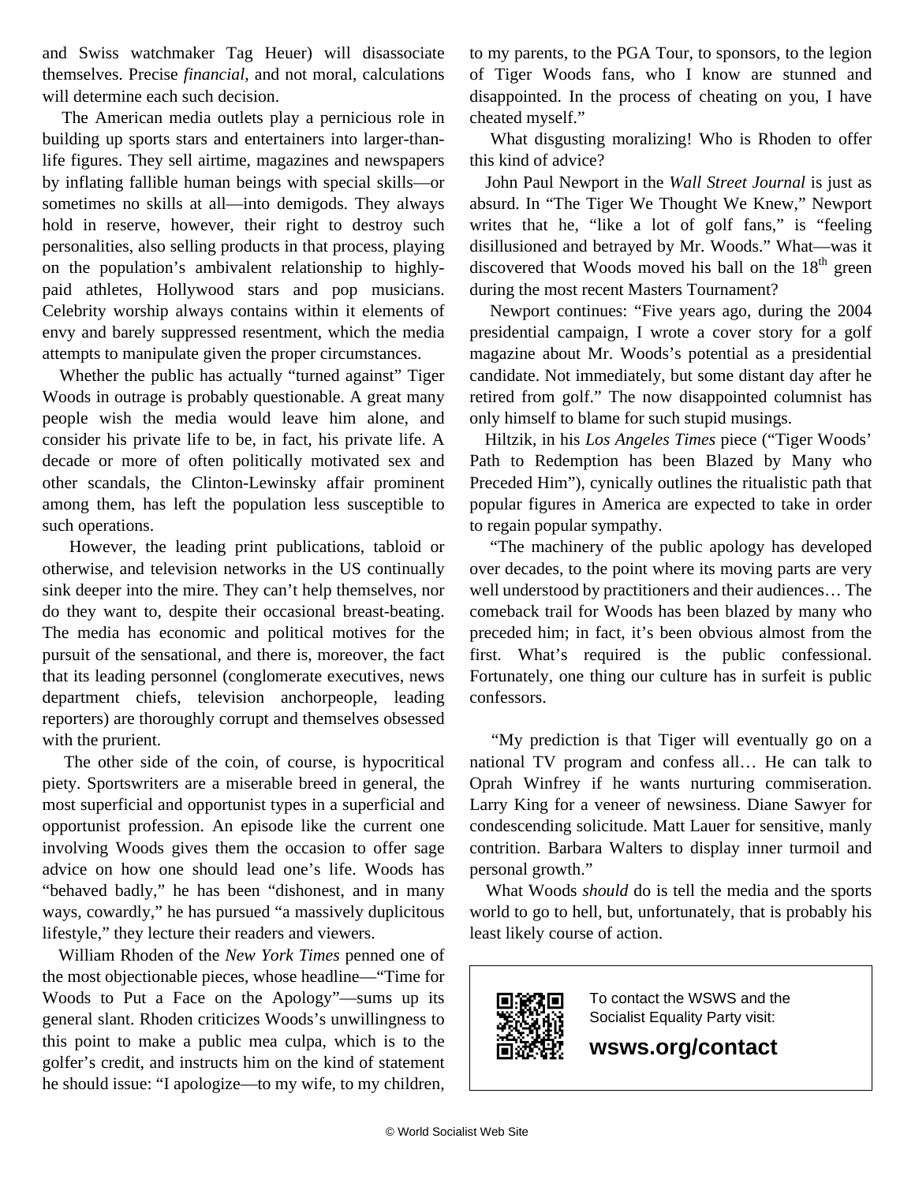and Swiss watchmaker Tag Heuer) will disassociate themselves. Precise *financial*, and not moral, calculations will determine each such decision.

The American media outlets play a pernicious role in building up sports stars and entertainers into larger-than-life figures. They sell airtime, magazines and newspapers by inflating fallible human beings with special skills—or sometimes no skills at all—into demigods. They always hold in reserve, however, their right to destroy such personalities, also selling products in that process, playing on the population's ambivalent relationship to highly-paid athletes, Hollywood stars and pop musicians. Celebrity worship always contains within it elements of envy and barely suppressed resentment, which the media attempts to manipulate given the proper circumstances.

Whether the public has actually "turned against" Tiger Woods in outrage is probably questionable. A great many people wish the media would leave him alone, and consider his private life to be, in fact, his private life. A decade or more of often politically motivated sex and other scandals, the Clinton-Lewinsky affair prominent among them, has left the population less susceptible to such operations.

However, the leading print publications, tabloid or otherwise, and television networks in the US continually sink deeper into the mire. They can't help themselves, nor do they want to, despite their occasional breast-beating. The media has economic and political motives for the pursuit of the sensational, and there is, moreover, the fact that its leading personnel (conglomerate executives, news department chiefs, television anchorpeople, leading reporters) are thoroughly corrupt and themselves obsessed with the prurient.

The other side of the coin, of course, is hypocritical piety. Sportswriters are a miserable breed in general, the most superficial and opportunist types in a superficial and opportunist profession. An episode like the current one involving Woods gives them the occasion to offer sage advice on how one should lead one's life. Woods has "behaved badly," he has been "dishonest, and in many ways, cowardly," he has pursued "a massively duplicitous lifestyle," they lecture their readers and viewers.

William Rhoden of the *New York Times* penned one of the most objectionable pieces, whose headline—"Time for Woods to Put a Face on the Apology"—sums up its general slant. Rhoden criticizes Woods's unwillingness to this point to make a public mea culpa, which is to the golfer's credit, and instructs him on the kind of statement he should issue: "I apologize—to my wife, to my children, to my parents, to the PGA Tour, to sponsors, to the legion of Tiger Woods fans, who I know are stunned and disappointed. In the process of cheating on you, I have cheated myself."

What disgusting moralizing! Who is Rhoden to offer this kind of advice?

John Paul Newport in the *Wall Street Journal* is just as absurd. In "The Tiger We Thought We Knew," Newport writes that he, "like a lot of golf fans," is "feeling disillusioned and betrayed by Mr. Woods." What—was it discovered that Woods moved his ball on the 18th green during the most recent Masters Tournament?

Newport continues: "Five years ago, during the 2004 presidential campaign, I wrote a cover story for a golf magazine about Mr. Woods's potential as a presidential candidate. Not immediately, but some distant day after he retired from golf." The now disappointed columnist has only himself to blame for such stupid musings.

Hiltzik, in his *Los Angeles Times* piece ("Tiger Woods' Path to Redemption has been Blazed by Many who Preceded Him"), cynically outlines the ritualistic path that popular figures in America are expected to take in order to regain popular sympathy.

"The machinery of the public apology has developed over decades, to the point where its moving parts are very well understood by practitioners and their audiences… The comeback trail for Woods has been blazed by many who preceded him; in fact, it's been obvious almost from the first. What's required is the public confessional. Fortunately, one thing our culture has in surfeit is public confessors.

"My prediction is that Tiger will eventually go on a national TV program and confess all… He can talk to Oprah Winfrey if he wants nurturing commiseration. Larry King for a veneer of newsiness. Diane Sawyer for condescending solicitude. Matt Lauer for sensitive, manly contrition. Barbara Walters to display inner turmoil and personal growth."

What Woods *should* do is tell the media and the sports world to go to hell, but, unfortunately, that is probably his least likely course of action.

To contact the WSWS and the Socialist Equality Party visit:

**wsws.org/contact**